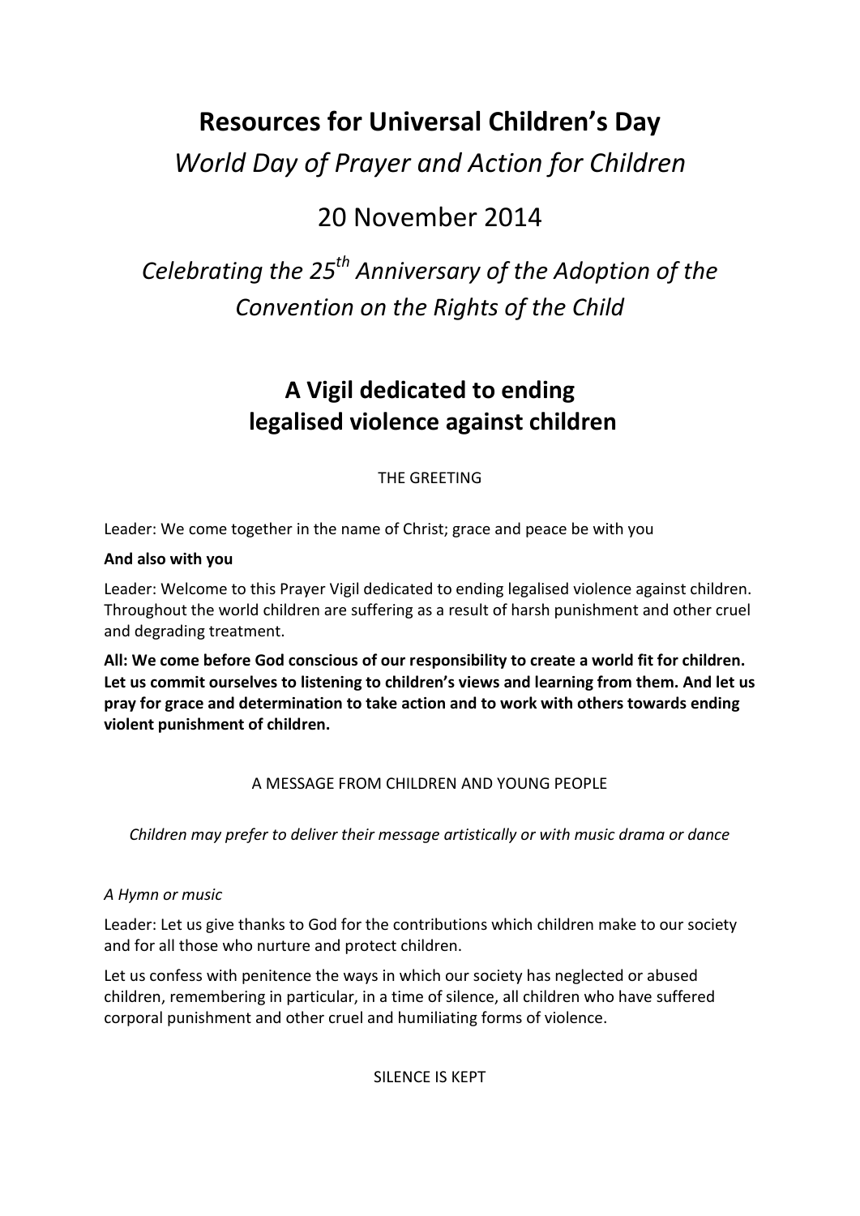# Resources for Universal Children's Day

## *World Day of Prayer and Action for Children*

## 20 November 2014

## *Celebrating the 25th Anniversary of the Adoption of the Convention on the Rights of the Child*

# A Vigil dedicated to ending legalised violence against children

THE GREETING

Leader: We come together in the name of Christ; grace and peace be with you

**And also with you**

Leader: Welcome to this Prayer Vigil dedicated to ending legalised violence against children. Throughout the world children are suffering as a result of harsh punishment and other cruel and degrading treatment.

**All: We come before God conscious of our responsibility to create a world fit for children. Let us commit ourselves to listening to children's views and learning from them. And let us pray for grace and determination to take action and to work with others towards ending violent punishment of children.**

A MESSAGE FROM CHILDREN AND YOUNG PEOPLE

*Children may prefer to deliver their message artistically or with music drama or dance*

*A Hymn or music*

Leader: Let us give thanks to God for the contributions which children make to our society and for all those who nurture and protect children.

Let us confess with penitence the ways in which our society has neglected or abused children, remembering in particular, in a time of silence, all children who have suffered corporal punishment and other cruel and humiliating forms of violence.

SILENCE IS KEPT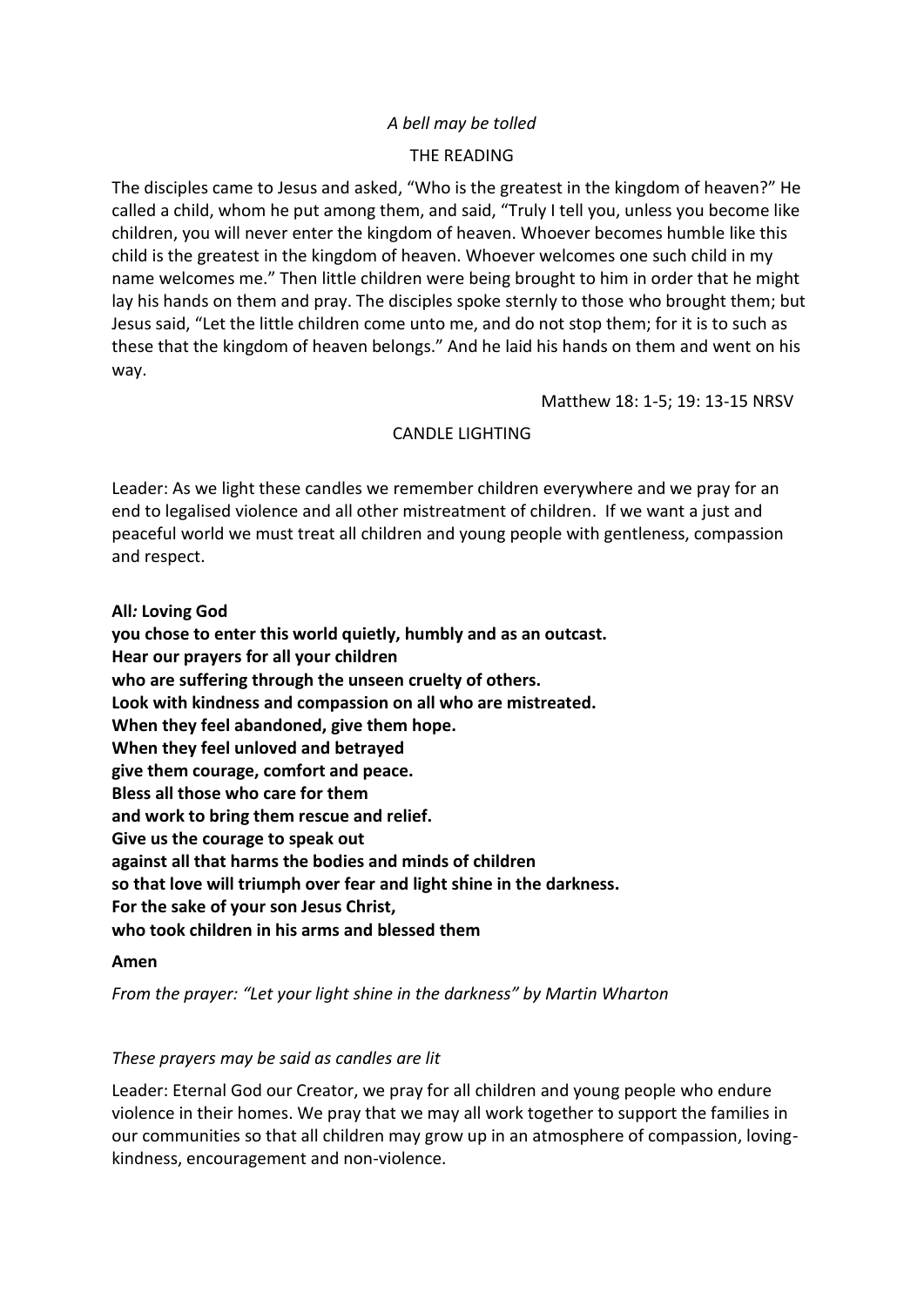*A bell may be tolled*

THE READING

The disciples came to Jesus and asked, "Who is the greatest in the kingdom of heaven?" He called a child, whom he put among them, and said, "Truly I tell you, unless you become like children, you will never enter the kingdom of heaven. Whoever becomes humble like this child is the greatest in the kingdom of heaven. Whoever welcomes one such child in my name welcomes me." Then little children were being brought to him in order that he might lay his hands on them and pray. The disciples spoke sternly to those who brought them; but Jesus said, "Let the little children come unto me, and do not stop them; for it is to such as these that the kingdom of heaven belongs." And he laid his hands on them and went on his way.

Matthew 18: 1-5; 19: 13-15 NRSV

CANDLE LIGHTING

Leader: As we light these candles we remember children everywhere and we pray for an end to legalised violence and all other mistreatment of children. If we want a just and peaceful world we must treat all children and young people with gentleness, compassion and respect.

**All: Loving God**
**you chose to enter this world quietly, humbly and as an outcast.**
**Hear our prayers for all your children**
**who are suffering through the unseen cruelty of others.**
**Look with kindness and compassion on all who are mistreated.**
**When they feel abandoned, give them hope.**
**When they feel unloved and betrayed**
**give them courage, comfort and peace.**
**Bless all those who care for them**
**and work to bring them rescue and relief.**
**Give us the courage to speak out**
**against all that harms the bodies and minds of children**
**so that love will triumph over fear and light shine in the darkness.**
**For the sake of your son Jesus Christ,**
**who took children in his arms and blessed them**

**Amen**

*From the prayer: "Let your light shine in the darkness" by Martin Wharton*

*These prayers may be said as candles are lit*

Leader: Eternal God our Creator, we pray for all children and young people who endure violence in their homes. We pray that we may all work together to support the families in our communities so that all children may grow up in an atmosphere of compassion, loving-kindness, encouragement and non-violence.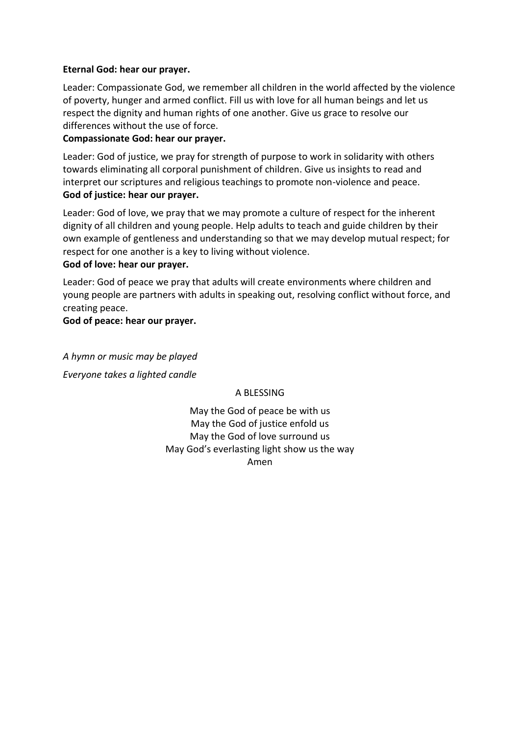**Eternal God: hear our prayer.**

Leader: Compassionate God, we remember all children in the world affected by the violence of poverty, hunger and armed conflict. Fill us with love for all human beings and let us respect the dignity and human rights of one another. Give us grace to resolve our differences without the use of force.
**Compassionate God: hear our prayer.**

Leader: God of justice, we pray for strength of purpose to work in solidarity with others towards eliminating all corporal punishment of children. Give us insights to read and interpret our scriptures and religious teachings to promote non-violence and peace.
**God of justice: hear our prayer.**

Leader: God of love, we pray that we may promote a culture of respect for the inherent dignity of all children and young people. Help adults to teach and guide children by their own example of gentleness and understanding so that we may develop mutual respect; for respect for one another is a key to living without violence.
**God of love: hear our prayer.**

Leader: God of peace we pray that adults will create environments where children and young people are partners with adults in speaking out, resolving conflict without force, and creating peace.
**God of peace: hear our prayer.**

*A hymn or music may be played*

*Everyone takes a lighted candle*

A BLESSING

May the God of peace be with us
May the God of justice enfold us
May the God of love surround us
May God's everlasting light show us the way
Amen